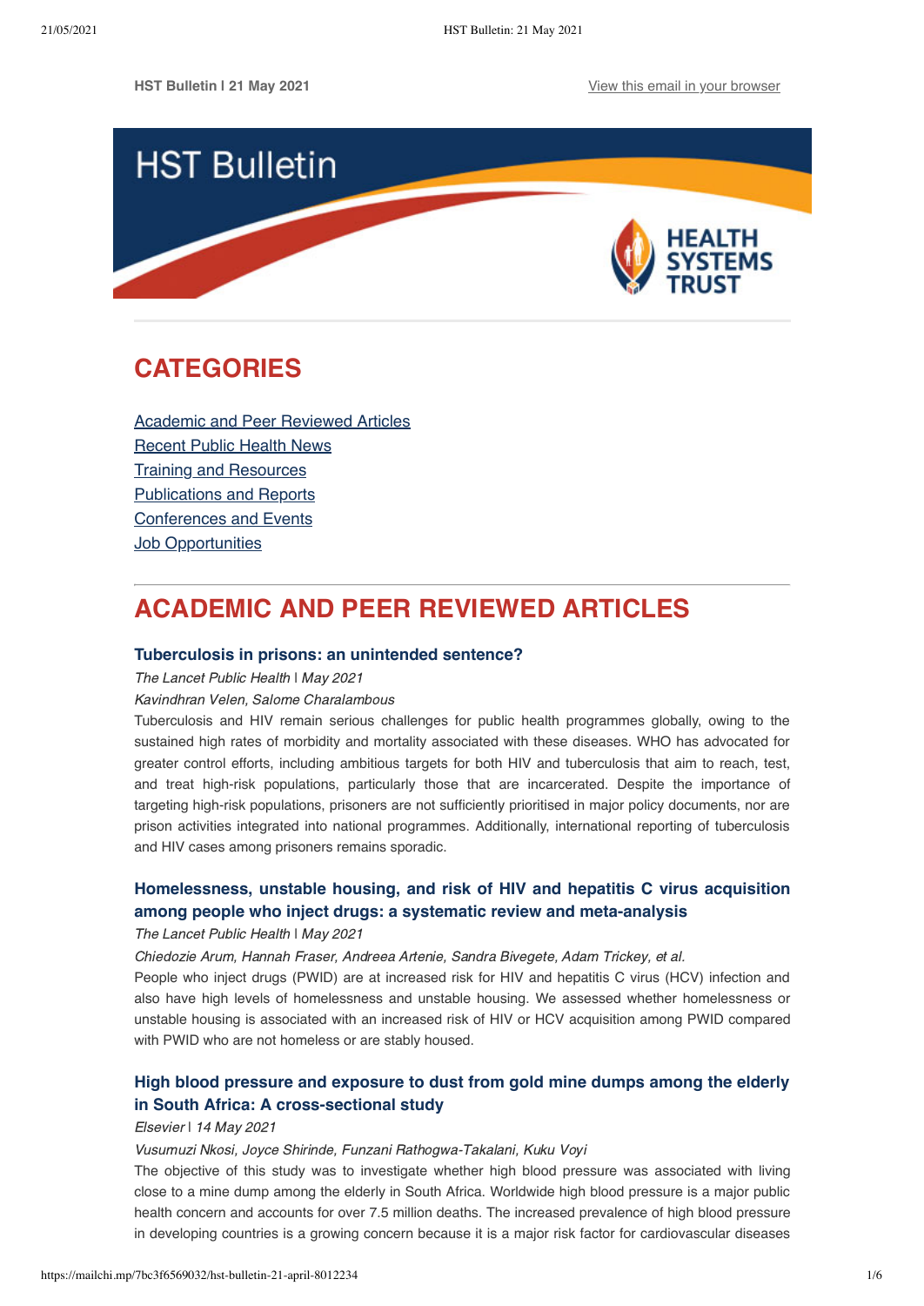HST Bulletin | 21 May 2021 [View this email in your browser]

# HST Bulletin

HEALTH SYSTEMS TRUST

## CATEGORIES

- Academic and Peer Reviewed Articles
- Recent Public Health News
- Training and Resources
- Publications and Reports
- Conferences and Events
- Job Opportunities

## ACADEMIC AND PEER REVIEWED ARTICLES

### Tuberculosis in prisons: an unintended sentence?

*The Lancet Public Health* | *May 2021*

*Kavindhran Velen, Salome Charalambous*

Tuberculosis and HIV remain serious challenges for public health programmes globally, owing to the sustained high rates of morbidity and mortality associated with these diseases. WHO has advocated for greater control efforts, including ambitious targets for both HIV and tuberculosis that aim to reach, test, and treat high-risk populations, particularly those that are incarcerated. Despite the importance of targeting high-risk populations, prisoners are not sufficiently prioritised in major policy documents, nor are prison activities integrated into national programmes. Additionally, international reporting of tuberculosis and HIV cases among prisoners remains sporadic.

### Homelessness, unstable housing, and risk of HIV and hepatitis C virus acquisition among people who inject drugs: a systematic review and meta-analysis

*The Lancet Public Health* | *May 2021*

*Chiedozie Arum, Hannah Fraser, Andreea Artenie, Sandra Bivegete, Adam Trickey, et al.*

People who inject drugs (PWID) are at increased risk for HIV and hepatitis C virus (HCV) infection and also have high levels of homelessness and unstable housing. We assessed whether homelessness or unstable housing is associated with an increased risk of HIV or HCV acquisition among PWID compared with PWID who are not homeless or are stably housed.

### High blood pressure and exposure to dust from gold mine dumps among the elderly in South Africa: A cross-sectional study

*Elsevier* | *14 May 2021*

*Vusumuzi Nkosi, Joyce Shirinde, Funzani Rathogwa-Takalani, Kuku Voyi*

The objective of this study was to investigate whether high blood pressure was associated with living close to a mine dump among the elderly in South Africa. Worldwide high blood pressure is a major public health concern and accounts for over 7.5 million deaths. The increased prevalence of high blood pressure in developing countries is a growing concern because it is a major risk factor for cardiovascular diseases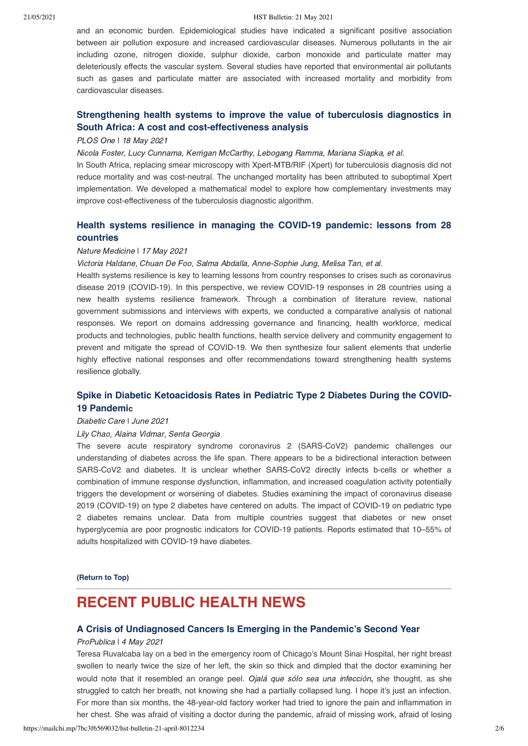and an economic burden. Epidemiological studies have indicated a significant positive association between air pollution exposure and increased cardiovascular diseases. Numerous pollutants in the air including ozone, nitrogen dioxide, sulphur dioxide, carbon monoxide and particulate matter may deleteriously effects the vascular system. Several studies have reported that environmental air pollutants such as gases and particulate matter are associated with increased mortality and morbidity from cardiovascular diseases.

### Strengthening health systems to improve the value of tuberculosis diagnostics in South Africa: A cost and cost-effectiveness analysis

*PLOS One | 18 May 2021*

*Nicola Foster, Lucy Cunnama, Kerrigan McCarthy, Lebogang Ramma, Mariana Siapka, et al.*

In South Africa, replacing smear microscopy with Xpert-MTB/RIF (Xpert) for tuberculosis diagnosis did not reduce mortality and was cost-neutral. The unchanged mortality has been attributed to suboptimal Xpert implementation. We developed a mathematical model to explore how complementary investments may improve cost-effectiveness of the tuberculosis diagnostic algorithm.

### Health systems resilience in managing the COVID-19 pandemic: lessons from 28 countries

*Nature Medicine | 17 May 2021*

*Victoria Haldane, Chuan De Foo, Salma Abdalla, Anne-Sophie Jung, Melisa Tan, et al.*

Health systems resilience is key to learning lessons from country responses to crises such as coronavirus disease 2019 (COVID-19). In this perspective, we review COVID-19 responses in 28 countries using a new health systems resilience framework. Through a combination of literature review, national government submissions and interviews with experts, we conducted a comparative analysis of national responses. We report on domains addressing governance and financing, health workforce, medical products and technologies, public health functions, health service delivery and community engagement to prevent and mitigate the spread of COVID-19. We then synthesize four salient elements that underlie highly effective national responses and offer recommendations toward strengthening health systems resilience globally.

### Spike in Diabetic Ketoacidosis Rates in Pediatric Type 2 Diabetes During the COVID-19 Pandemic

*Diabetic Care | June 2021*

*Lily Chao, Alaina Vidmar, Senta Georgia*

The severe acute respiratory syndrome coronavirus 2 (SARS-CoV2) pandemic challenges our understanding of diabetes across the life span. There appears to be a bidirectional interaction between SARS-CoV2 and diabetes. It is unclear whether SARS-CoV2 directly infects b-cells or whether a combination of immune response dysfunction, inflammation, and increased coagulation activity potentially triggers the development or worsening of diabetes. Studies examining the impact of coronavirus disease 2019 (COVID-19) on type 2 diabetes have centered on adults. The impact of COVID-19 on pediatric type 2 diabetes remains unclear. Data from multiple countries suggest that diabetes or new onset hyperglycemia are poor prognostic indicators for COVID-19 patients. Reports estimated that 10–55% of adults hospitalized with COVID-19 have diabetes.

**(Return to Top)**

---

## RECENT PUBLIC HEALTH NEWS

### A Crisis of Undiagnosed Cancers Is Emerging in the Pandemic's Second Year

*ProPublica | 4 May 2021*

Teresa Ruvalcaba lay on a bed in the emergency room of Chicago's Mount Sinai Hospital, her right breast swollen to nearly twice the size of her left, the skin so thick and dimpled that the doctor examining her would note that it resembled an orange peel. *Ojalá que sólo sea una infección*, she thought, as she struggled to catch her breath, not knowing she had a partially collapsed lung. I hope it's just an infection. For more than six months, the 48-year-old factory worker had tried to ignore the pain and inflammation in her chest. She was afraid of visiting a doctor during the pandemic, afraid of missing work, afraid of losing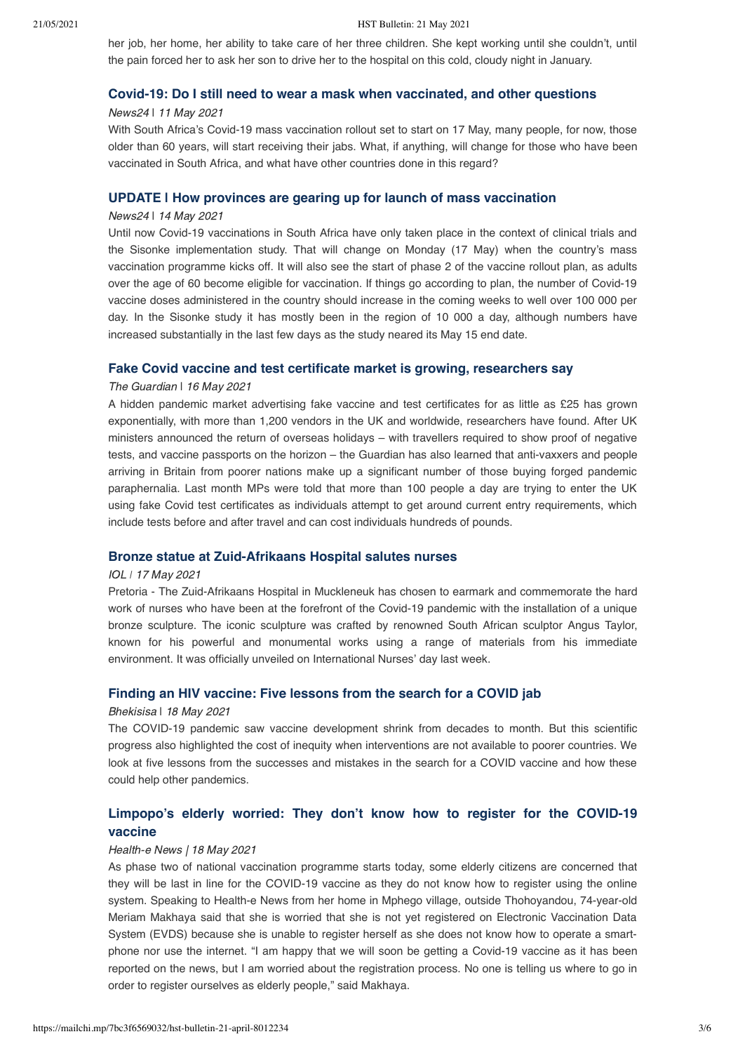her job, her home, her ability to take care of her three children. She kept working until she couldn't, until the pain forced her to ask her son to drive her to the hospital on this cold, cloudy night in January.

### Covid-19: Do I still need to wear a mask when vaccinated, and other questions

*News24* | *11 May 2021*

With South Africa's Covid-19 mass vaccination rollout set to start on 17 May, many people, for now, those older than 60 years, will start receiving their jabs. What, if anything, will change for those who have been vaccinated in South Africa, and what have other countries done in this regard?

### UPDATE | How provinces are gearing up for launch of mass vaccination

*News24* | *14 May 2021*

Until now Covid-19 vaccinations in South Africa have only taken place in the context of clinical trials and the Sisonke implementation study. That will change on Monday (17 May) when the country's mass vaccination programme kicks off. It will also see the start of phase 2 of the vaccine rollout plan, as adults over the age of 60 become eligible for vaccination. If things go according to plan, the number of Covid-19 vaccine doses administered in the country should increase in the coming weeks to well over 100 000 per day. In the Sisonke study it has mostly been in the region of 10 000 a day, although numbers have increased substantially in the last few days as the study neared its May 15 end date.

### Fake Covid vaccine and test certificate market is growing, researchers say

*The Guardian* | *16 May 2021*

A hidden pandemic market advertising fake vaccine and test certificates for as little as £25 has grown exponentially, with more than 1,200 vendors in the UK and worldwide, researchers have found. After UK ministers announced the return of overseas holidays – with travellers required to show proof of negative tests, and vaccine passports on the horizon – the Guardian has also learned that anti-vaxxers and people arriving in Britain from poorer nations make up a significant number of those buying forged pandemic paraphernalia. Last month MPs were told that more than 100 people a day are trying to enter the UK using fake Covid test certificates as individuals attempt to get around current entry requirements, which include tests before and after travel and can cost individuals hundreds of pounds.

### Bronze statue at Zuid-Afrikaans Hospital salutes nurses

*IOL* | *17 May 2021*

Pretoria - The Zuid-Afrikaans Hospital in Muckleneuk has chosen to earmark and commemorate the hard work of nurses who have been at the forefront of the Covid-19 pandemic with the installation of a unique bronze sculpture. The iconic sculpture was crafted by renowned South African sculptor Angus Taylor, known for his powerful and monumental works using a range of materials from his immediate environment. It was officially unveiled on International Nurses' day last week.

### Finding an HIV vaccine: Five lessons from the search for a COVID jab

*Bhekisisa* | *18 May 2021*

The COVID-19 pandemic saw vaccine development shrink from decades to month. But this scientific progress also highlighted the cost of inequity when interventions are not available to poorer countries. We look at five lessons from the successes and mistakes in the search for a COVID vaccine and how these could help other pandemics.

### Limpopo's elderly worried: They don't know how to register for the COVID-19 vaccine

*Health-e News* | *18 May 2021*

As phase two of national vaccination programme starts today, some elderly citizens are concerned that they will be last in line for the COVID-19 vaccine as they do not know how to register using the online system. Speaking to Health-e News from her home in Mphego village, outside Thohoyandou, 74-year-old Meriam Makhaya said that she is worried that she is not yet registered on Electronic Vaccination Data System (EVDS) because she is unable to register herself as she does not know how to operate a smart-phone nor use the internet. "I am happy that we will soon be getting a Covid-19 vaccine as it has been reported on the news, but I am worried about the registration process. No one is telling us where to go in order to register ourselves as elderly people," said Makhaya.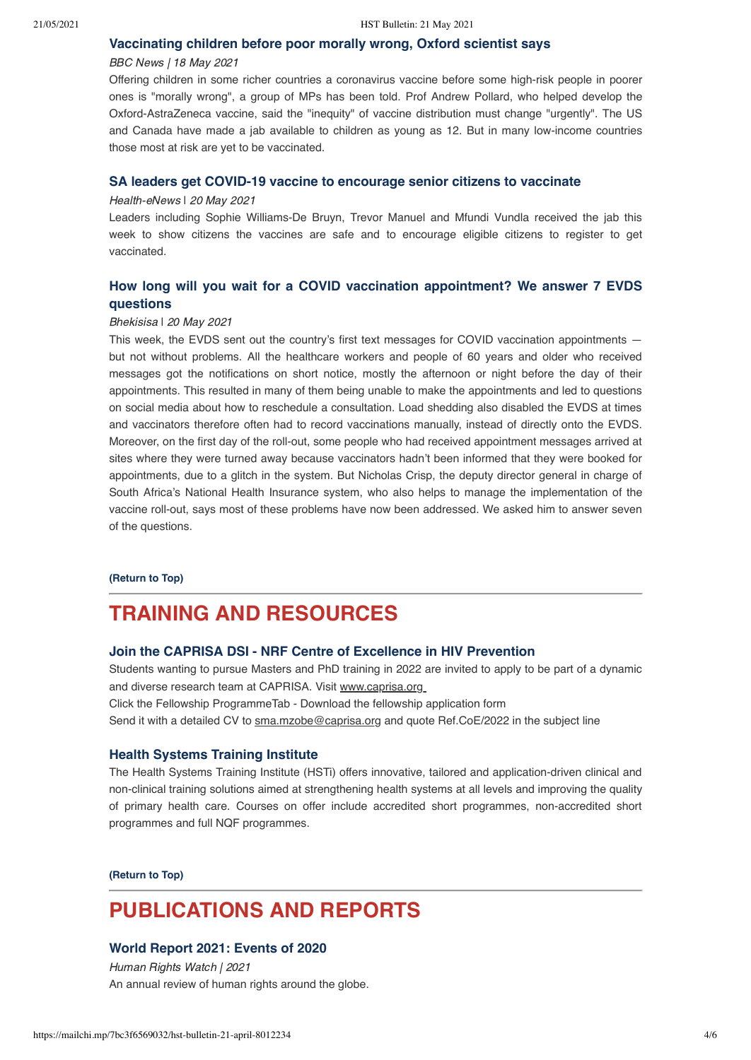### Vaccinating children before poor morally wrong, Oxford scientist says

*BBC News | 18 May 2021*

Offering children in some richer countries a coronavirus vaccine before some high-risk people in poorer ones is "morally wrong", a group of MPs has been told. Prof Andrew Pollard, who helped develop the Oxford-AstraZeneca vaccine, said the "inequity" of vaccine distribution must change "urgently". The US and Canada have made a jab available to children as young as 12. But in many low-income countries those most at risk are yet to be vaccinated.

### SA leaders get COVID-19 vaccine to encourage senior citizens to vaccinate

*Health-eNews* | *20 May 2021*

Leaders including Sophie Williams-De Bruyn, Trevor Manuel and Mfundi Vundla received the jab this week to show citizens the vaccines are safe and to encourage eligible citizens to register to get vaccinated.

### How long will you wait for a COVID vaccination appointment? We answer 7 EVDS questions

*Bhekisisa* | *20 May 2021*

This week, the EVDS sent out the country's first text messages for COVID vaccination appointments — but not without problems. All the healthcare workers and people of 60 years and older who received messages got the notifications on short notice, mostly the afternoon or night before the day of their appointments. This resulted in many of them being unable to make the appointments and led to questions on social media about how to reschedule a consultation. Load shedding also disabled the EVDS at times and vaccinators therefore often had to record vaccinations manually, instead of directly onto the EVDS. Moreover, on the first day of the roll-out, some people who had received appointment messages arrived at sites where they were turned away because vaccinators hadn't been informed that they were booked for appointments, due to a glitch in the system. But Nicholas Crisp, the deputy director general in charge of South Africa's National Health Insurance system, who also helps to manage the implementation of the vaccine roll-out, says most of these problems have now been addressed. We asked him to answer seven of the questions.

**(Return to Top)**

## TRAINING AND RESOURCES

### Join the CAPRISA DSI - NRF Centre of Excellence in HIV Prevention

Students wanting to pursue Masters and PhD training in 2022 are invited to apply to be part of a dynamic and diverse research team at CAPRISA. Visit www.caprisa.org

Click the Fellowship ProgrammeTab - Download the fellowship application form

Send it with a detailed CV to sma.mzobe@caprisa.org and quote Ref.CoE/2022 in the subject line

### Health Systems Training Institute

The Health Systems Training Institute (HSTi) offers innovative, tailored and application-driven clinical and non-clinical training solutions aimed at strengthening health systems at all levels and improving the quality of primary health care. Courses on offer include accredited short programmes, non-accredited short programmes and full NQF programmes.

**(Return to Top)**

## PUBLICATIONS AND REPORTS

### World Report 2021: Events of 2020

*Human Rights Watch | 2021*

An annual review of human rights around the globe.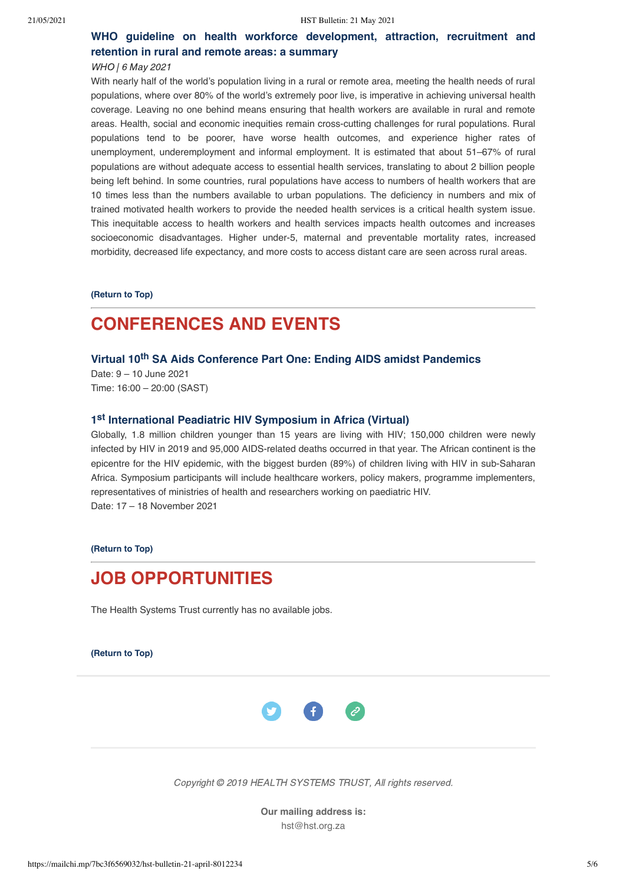### WHO guideline on health workforce development, attraction, recruitment and retention in rural and remote areas: a summary

*WHO | 6 May 2021*

With nearly half of the world's population living in a rural or remote area, meeting the health needs of rural populations, where over 80% of the world's extremely poor live, is imperative in achieving universal health coverage. Leaving no one behind means ensuring that health workers are available in rural and remote areas. Health, social and economic inequities remain cross-cutting challenges for rural populations. Rural populations tend to be poorer, have worse health outcomes, and experience higher rates of unemployment, underemployment and informal employment. It is estimated that about 51–67% of rural populations are without adequate access to essential health services, translating to about 2 billion people being left behind. In some countries, rural populations have access to numbers of health workers that are 10 times less than the numbers available to urban populations. The deficiency in numbers and mix of trained motivated health workers to provide the needed health services is a critical health system issue. This inequitable access to health workers and health services impacts health outcomes and increases socioeconomic disadvantages. Higher under-5, maternal and preventable mortality rates, increased morbidity, decreased life expectancy, and more costs to access distant care are seen across rural areas.

**(Return to Top)**

## CONFERENCES AND EVENTS

### Virtual 10th SA Aids Conference Part One: Ending AIDS amidst Pandemics

Date: 9 – 10 June 2021
Time: 16:00 – 20:00 (SAST)

### 1st International Peadiatric HIV Symposium in Africa (Virtual)

Globally, 1.8 million children younger than 15 years are living with HIV; 150,000 children were newly infected by HIV in 2019 and 95,000 AIDS-related deaths occurred in that year. The African continent is the epicentre for the HIV epidemic, with the biggest burden (89%) of children living with HIV in sub-Saharan Africa. Symposium participants will include healthcare workers, policy makers, programme implementers, representatives of ministries of health and researchers working on paediatric HIV.
Date: 17 – 18 November 2021

**(Return to Top)**

## JOB OPPORTUNITIES

The Health Systems Trust currently has no available jobs.

**(Return to Top)**

*Copyright © 2019 HEALTH SYSTEMS TRUST, All rights reserved.*

**Our mailing address is:**
hst@hst.org.za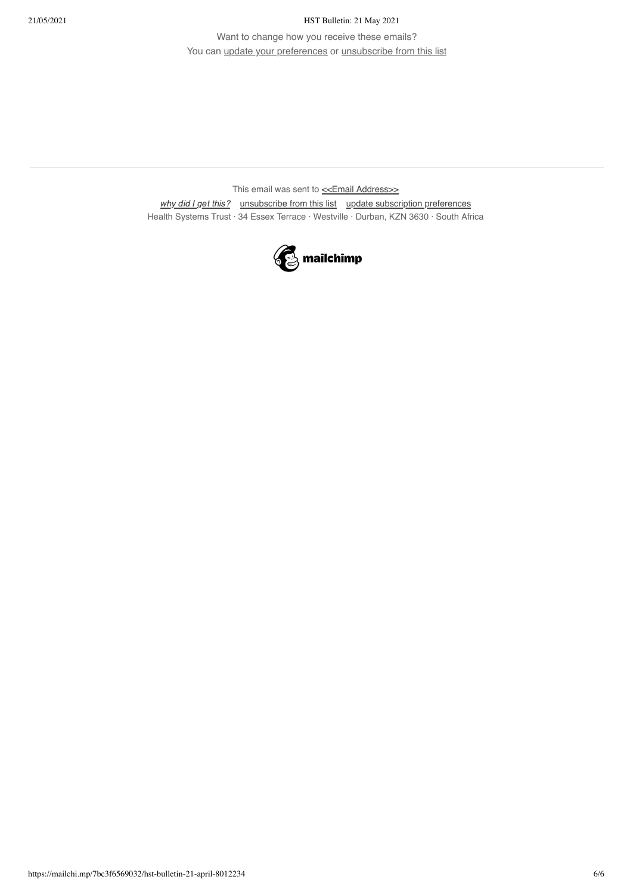Want to change how you receive these emails?
You can update your preferences or unsubscribe from this list

---

This email was sent to <<Email Address>>

*why did I get this?* unsubscribe from this list update subscription preferences

Health Systems Trust · 34 Essex Terrace · Westville · Durban, KZN 3630 · South Africa

mailchimp